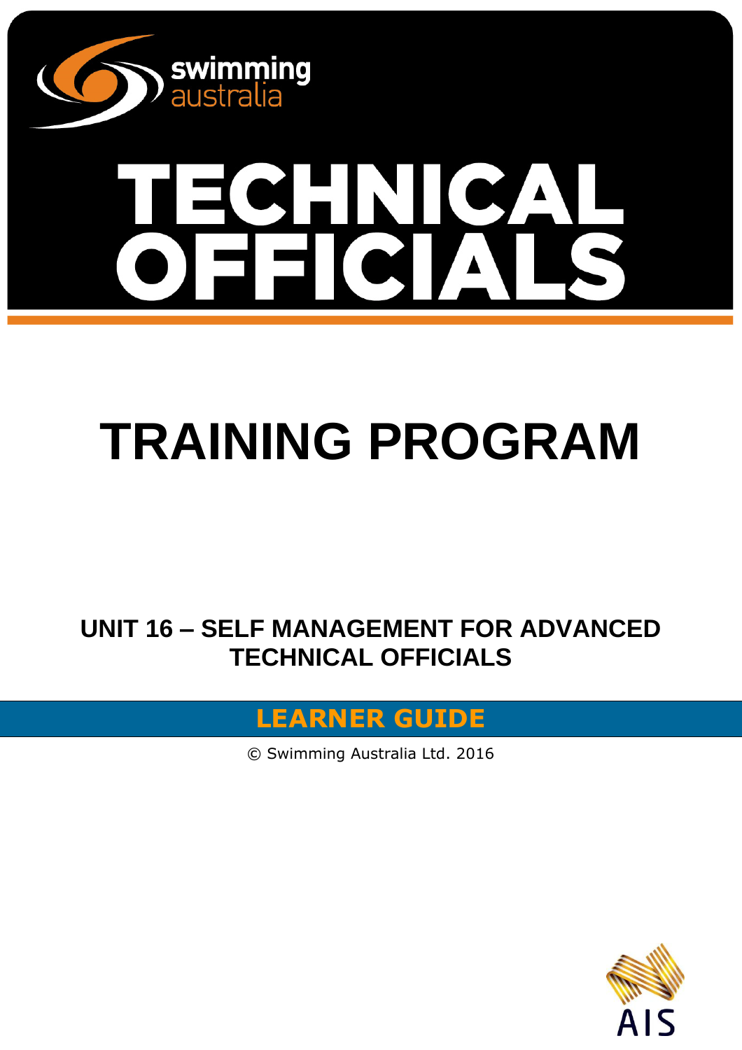swimming australia

# TECHNICAL OFFICIALS

# TRAINING PROGRAM

## UNIT 16 – SELF MANAGEMENT FOR ADVANCED TECHNICAL OFFICIALS

## LEARNER GUIDE

© Swimming Australia Ltd. 2016

AIS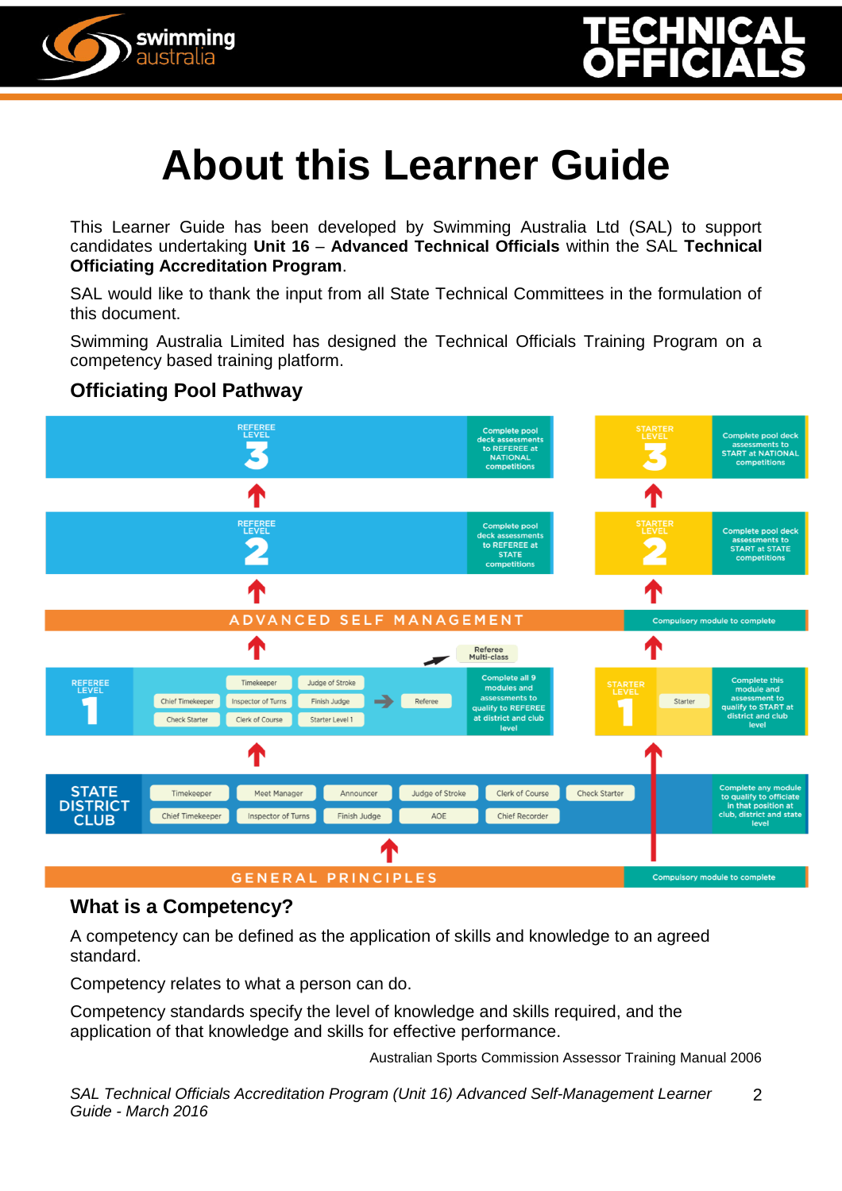# About this Learner Guide

This Learner Guide has been developed by Swimming Australia Ltd (SAL) to support candidates undertaking **Unit 16** – **Advanced Technical Officials** within the SAL **Technical Officiating Accreditation Program**.

SAL would like to thank the input from all State Technical Committees in the formulation of this document.

Swimming Australia Limited has designed the Technical Officials Training Program on a competency based training platform.

## Officiating Pool Pathway

REFEREE LEVEL 3 — Complete pool deck assessments to REFEREE at NATIONAL competitions

STARTER LEVEL 3 — Complete pool deck assessments to START at NATIONAL competitions

REFEREE LEVEL 2 — Complete pool deck assessments to REFEREE at STATE competitions

STARTER LEVEL 2 — Complete pool deck assessments to START at STATE competitions

ADVANCED SELF MANAGEMENT — Compulsory module to complete

REFEREE LEVEL 1 — Chief Timekeeper, Check Starter, Timekeeper, Inspector of Turns, Clerk of Course, Judge of Stroke, Finish Judge, Starter Level 1 → Referee; Referee Multi-class — Complete all 9 modules and assessments to qualify to REFEREE at district and club level

STARTER LEVEL 1 — Starter — Complete this module and assessment to qualify to START at district and club level

STATE DISTRICT CLUB — Timekeeper, Chief Timekeeper, Meet Manager, Inspector of Turns, Announcer, Finish Judge, Judge of Stroke, AOE, Clerk of Course, Chief Recorder, Check Starter — Complete any module to qualify to officiate in that position at club, district and state level

GENERAL PRINCIPLES — Compulsory module to complete

## What is a Competency?

A competency can be defined as the application of skills and knowledge to an agreed standard.

Competency relates to what a person can do.

Competency standards specify the level of knowledge and skills required, and the application of that knowledge and skills for effective performance.

Australian Sports Commission Assessor Training Manual 2006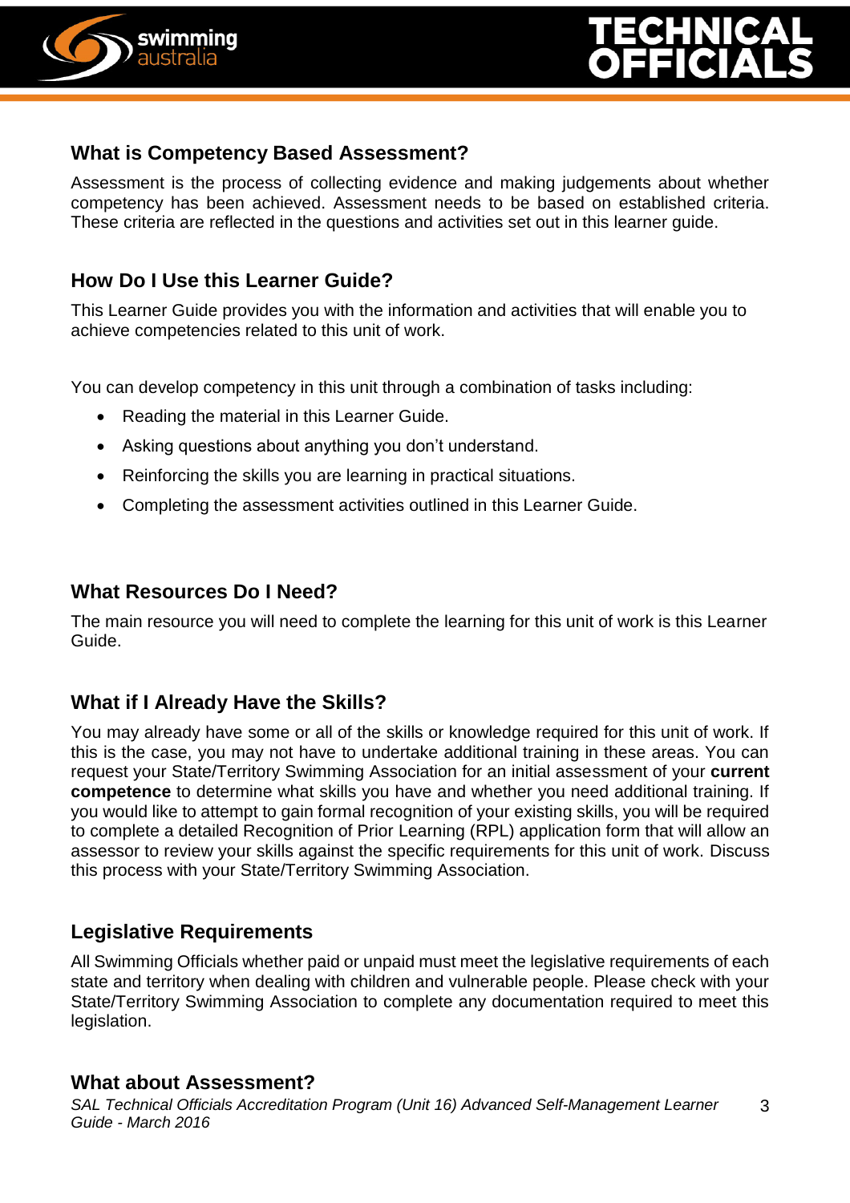## What is Competency Based Assessment?

Assessment is the process of collecting evidence and making judgements about whether competency has been achieved. Assessment needs to be based on established criteria. These criteria are reflected in the questions and activities set out in this learner guide.

## How Do I Use this Learner Guide?

This Learner Guide provides you with the information and activities that will enable you to achieve competencies related to this unit of work.

You can develop competency in this unit through a combination of tasks including:

- Reading the material in this Learner Guide.
- Asking questions about anything you don't understand.
- Reinforcing the skills you are learning in practical situations.
- Completing the assessment activities outlined in this Learner Guide.

## What Resources Do I Need?

The main resource you will need to complete the learning for this unit of work is this Learner Guide.

## What if I Already Have the Skills?

You may already have some or all of the skills or knowledge required for this unit of work. If this is the case, you may not have to undertake additional training in these areas. You can request your State/Territory Swimming Association for an initial assessment of your **current competence** to determine what skills you have and whether you need additional training. If you would like to attempt to gain formal recognition of your existing skills, you will be required to complete a detailed Recognition of Prior Learning (RPL) application form that will allow an assessor to review your skills against the specific requirements for this unit of work. Discuss this process with your State/Territory Swimming Association.

## Legislative Requirements

All Swimming Officials whether paid or unpaid must meet the legislative requirements of each state and territory when dealing with children and vulnerable people. Please check with your State/Territory Swimming Association to complete any documentation required to meet this legislation.

## What about Assessment?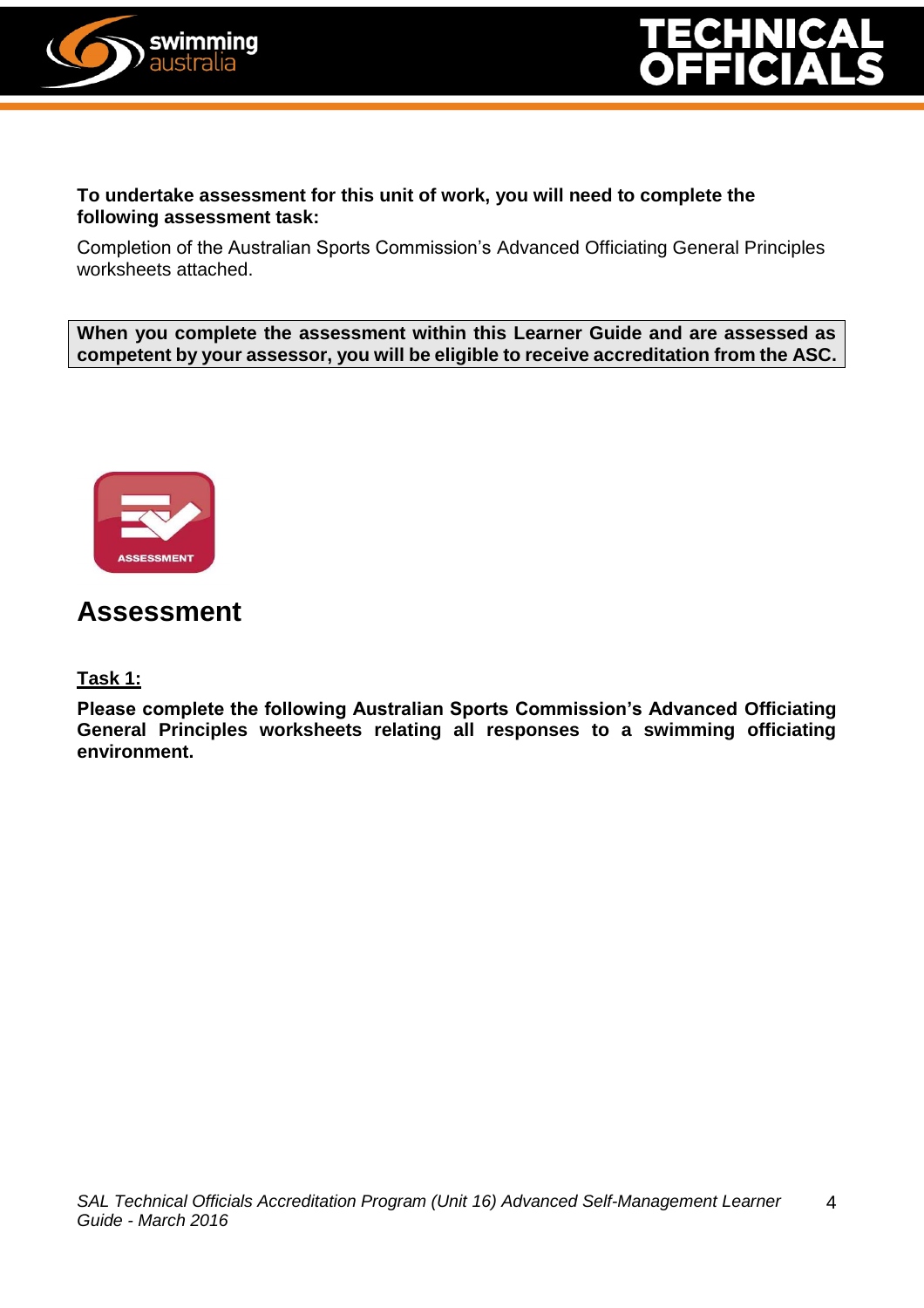**To undertake assessment for this unit of work, you will need to complete the following assessment task:**

Completion of the Australian Sports Commission's Advanced Officiating General Principles worksheets attached.

**When you complete the assessment within this Learner Guide and are assessed as competent by your assessor, you will be eligible to receive accreditation from the ASC.**

## Assessment

**Task 1:**

**Please complete the following Australian Sports Commission's Advanced Officiating General Principles worksheets relating all responses to a swimming officiating environment.**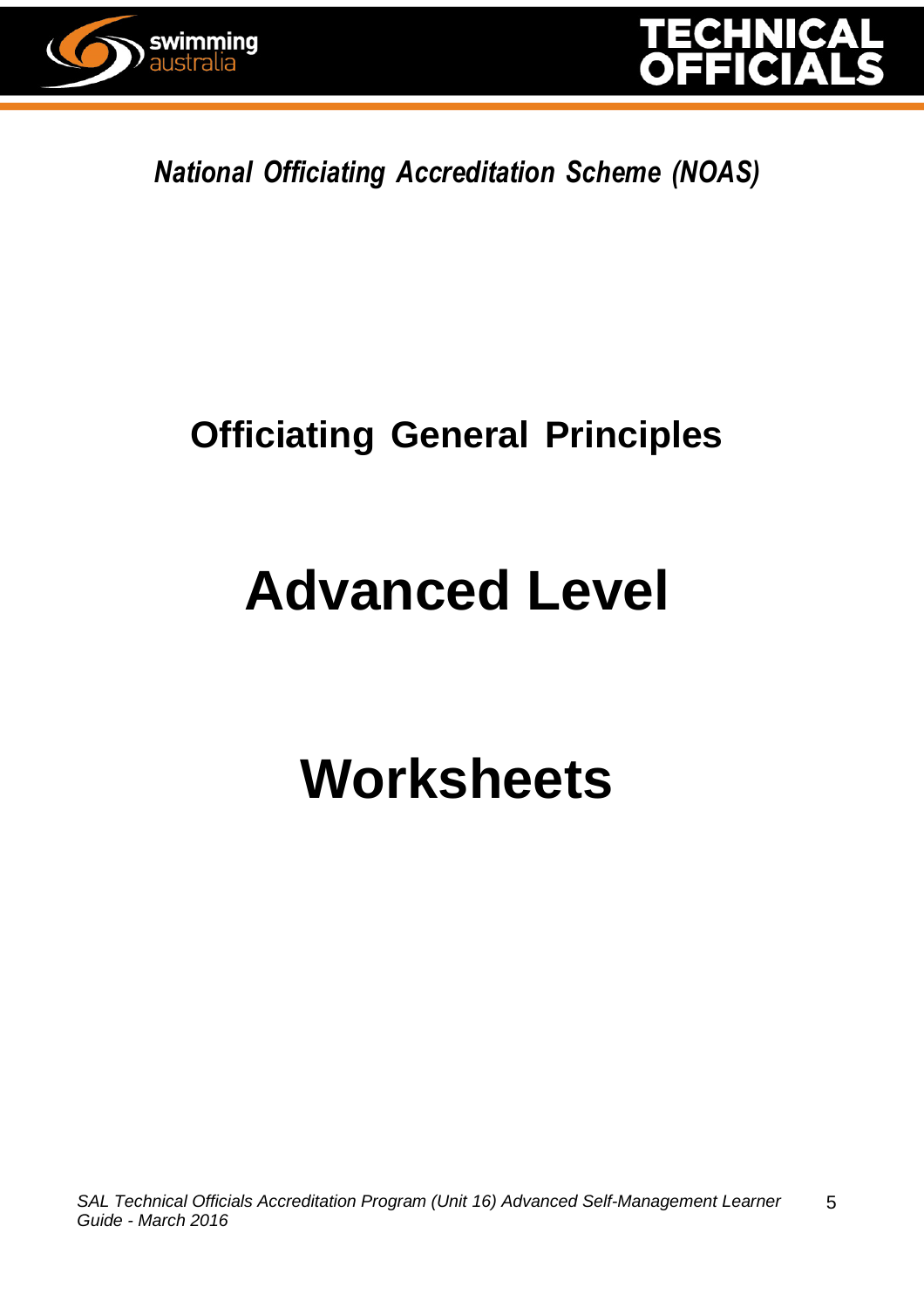*National Officiating Accreditation Scheme (NOAS)*

## Officiating General Principles

# Advanced Level

# Worksheets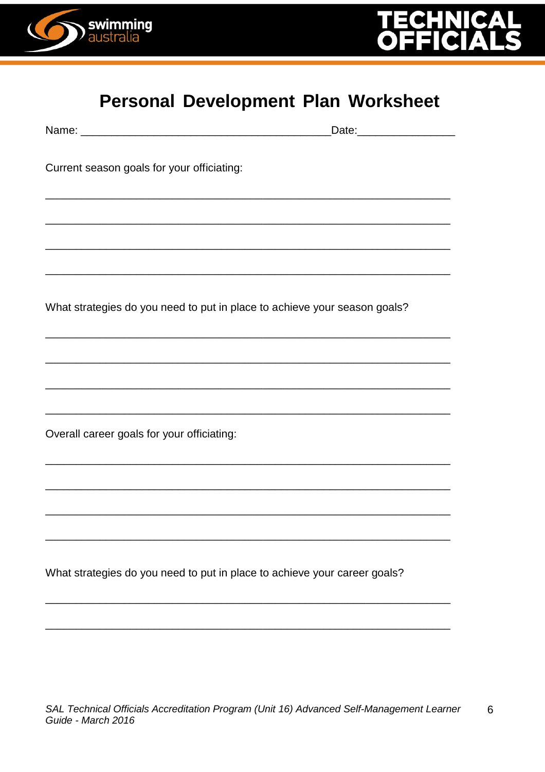# Personal Development Plan Worksheet

Name: ________________________________________ Date: _______________

Current season goals for your officiating:

_________________________________________________________________

_________________________________________________________________

_________________________________________________________________

_________________________________________________________________

What strategies do you need to put in place to achieve your season goals?

_________________________________________________________________

_________________________________________________________________

_________________________________________________________________

_________________________________________________________________

Overall career goals for your officiating:

_________________________________________________________________

_________________________________________________________________

_________________________________________________________________

_________________________________________________________________

What strategies do you need to put in place to achieve your career goals?

_________________________________________________________________

_________________________________________________________________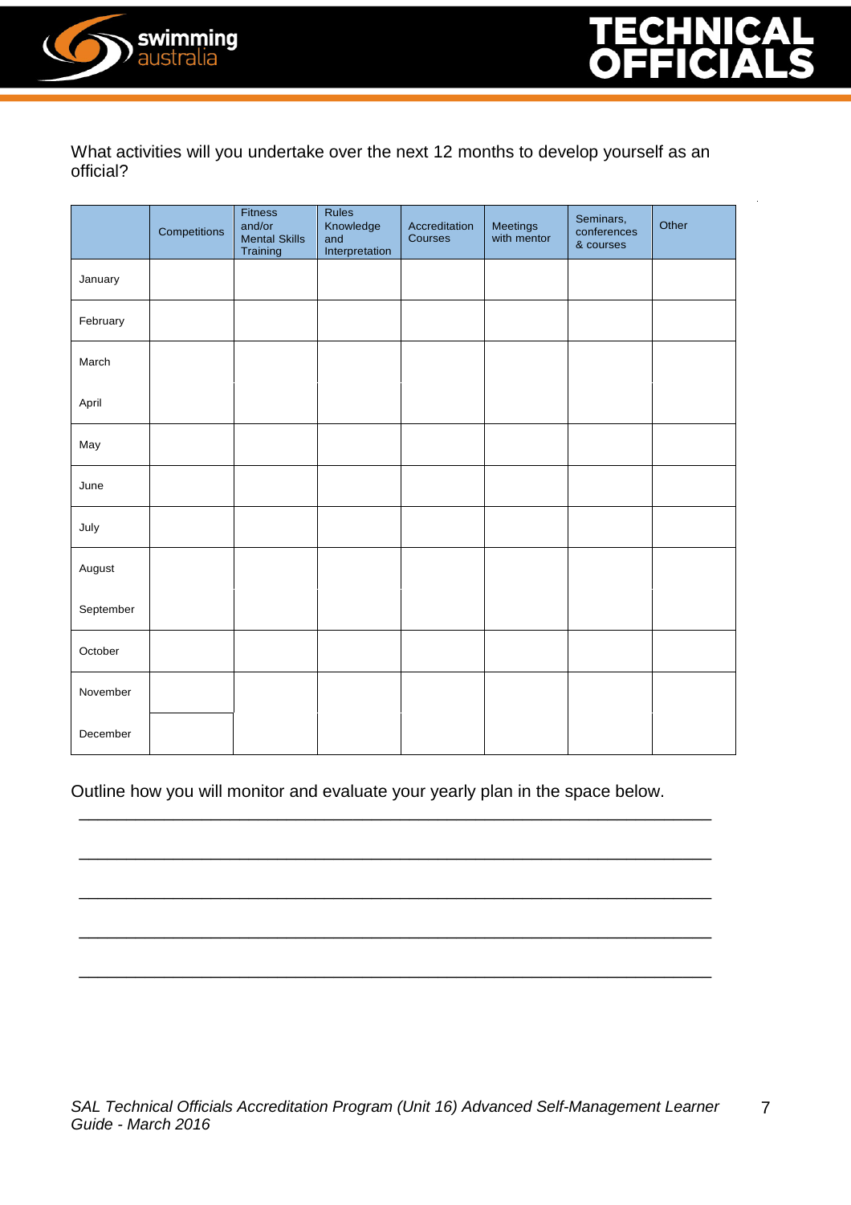What activities will you undertake over the next 12 months to develop yourself as an official?

| | Competitions | Fitness and/or Mental Skills Training | Rules Knowledge and Interpretation | Accreditation Courses | Meetings with mentor | Seminars, conferences & courses | Other |
|---|---|---|---|---|---|---|---|
| January | | | | | | | |
| February | | | | | | | |
| March | | | | | | | |
| April | | | | | | | |
| May | | | | | | | |
| June | | | | | | | |
| July | | | | | | | |
| August | | | | | | | |
| September | | | | | | | |
| October | | | | | | | |
| November | | | | | | | |
| December | | | | | | | |

Outline how you will monitor and evaluate your yearly plan in the space below.

\_\_\_\_\_\_\_\_\_\_\_\_\_\_\_\_\_\_\_\_\_\_\_\_\_\_\_\_\_\_\_\_\_\_\_\_\_\_\_\_\_\_\_\_\_\_\_\_\_\_\_\_\_\_\_\_\_\_\_\_\_\_\_\_

\_\_\_\_\_\_\_\_\_\_\_\_\_\_\_\_\_\_\_\_\_\_\_\_\_\_\_\_\_\_\_\_\_\_\_\_\_\_\_\_\_\_\_\_\_\_\_\_\_\_\_\_\_\_\_\_\_\_\_\_\_\_\_\_

\_\_\_\_\_\_\_\_\_\_\_\_\_\_\_\_\_\_\_\_\_\_\_\_\_\_\_\_\_\_\_\_\_\_\_\_\_\_\_\_\_\_\_\_\_\_\_\_\_\_\_\_\_\_\_\_\_\_\_\_\_\_\_\_

\_\_\_\_\_\_\_\_\_\_\_\_\_\_\_\_\_\_\_\_\_\_\_\_\_\_\_\_\_\_\_\_\_\_\_\_\_\_\_\_\_\_\_\_\_\_\_\_\_\_\_\_\_\_\_\_\_\_\_\_\_\_\_\_

\_\_\_\_\_\_\_\_\_\_\_\_\_\_\_\_\_\_\_\_\_\_\_\_\_\_\_\_\_\_\_\_\_\_\_\_\_\_\_\_\_\_\_\_\_\_\_\_\_\_\_\_\_\_\_\_\_\_\_\_\_\_\_\_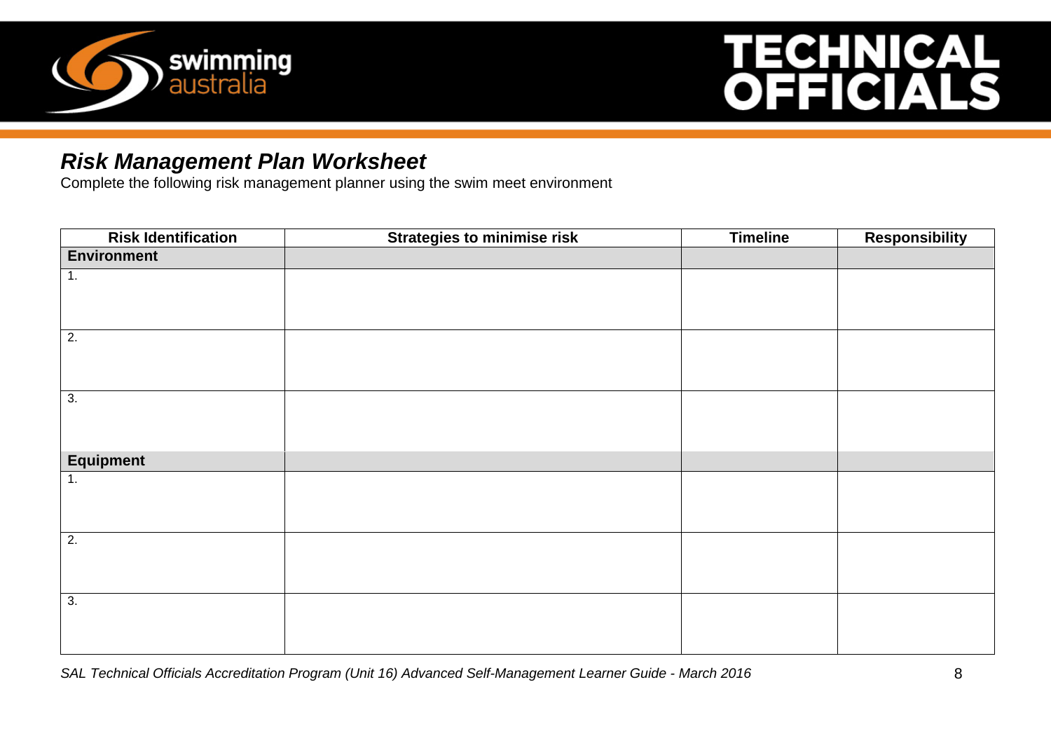## *Risk Management Plan Worksheet*

Complete the following risk management planner using the swim meet environment

| Risk Identification | Strategies to minimise risk | Timeline | Responsibility |
|---|---|---|---|
| **Environment** | | | |
| 1. | | | |
| 2. | | | |
| 3. | | | |
| **Equipment** | | | |
| 1. | | | |
| 2. | | | |
| 3. | | | |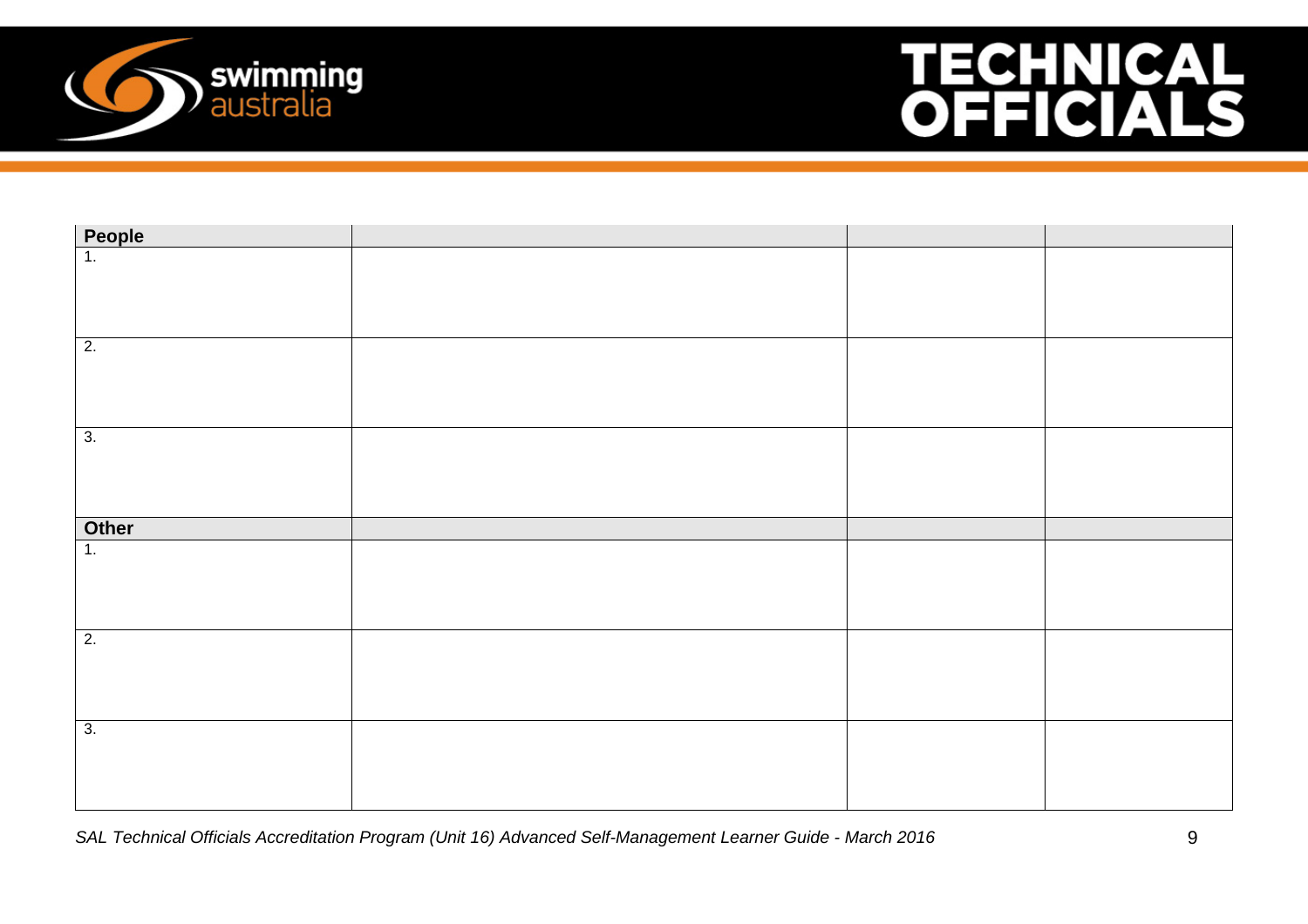| People | | | |
|---|---|---|---|
| 1. | | | |
| 2. | | | |
| 3. | | | |
| **Other** | | | |
| 1. | | | |
| 2. | | | |
| 3. | | | |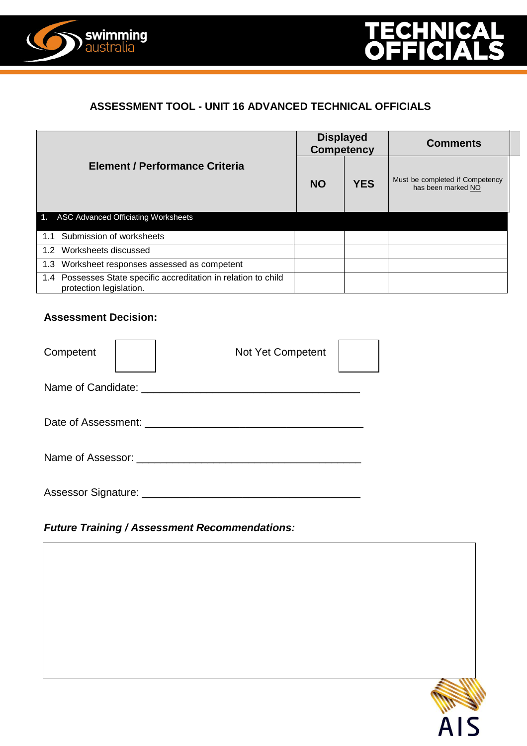## ASSESSMENT TOOL - UNIT 16 ADVANCED TECHNICAL OFFICIALS

| Element / Performance Criteria | Displayed Competency | | Comments |
|---|---|---|---|
| | NO | YES | Must be completed if Competency has been marked NO |
| **1. ASC Advanced Officiating Worksheets** | | | |
| 1.1 Submission of worksheets | | | |
| 1.2 Worksheets discussed | | | |
| 1.3 Worksheet responses assessed as competent | | | |
| 1.4 Possesses State specific accreditation in relation to child protection legislation. | | | |

**Assessment Decision:**

Competent ☐ Not Yet Competent ☐

Name of Candidate: _____________________________________

Date of Assessment: _____________________________________

Name of Assessor: _____________________________________

Assessor Signature: _____________________________________

***Future Training / Assessment Recommendations:***